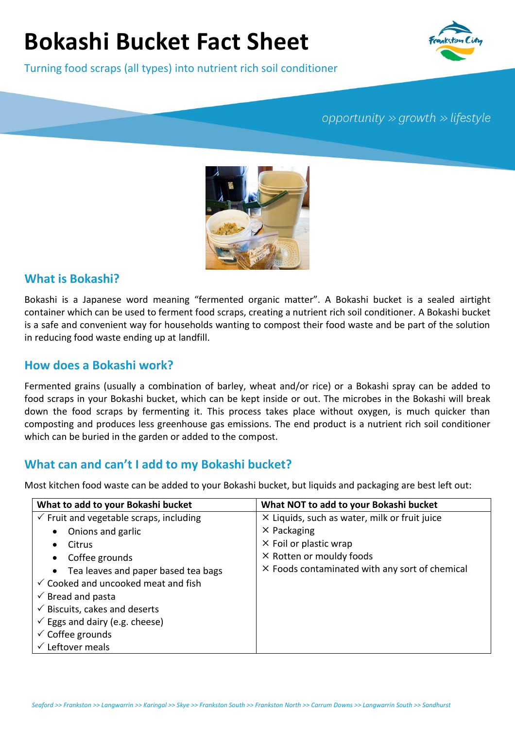# Bokashi Bucket Fact Sheet

Turning food scraps (all types) into nutrient rich soil conditioner

*opportunity » growth » lifestyle*

## What is Bokashi?

Bokashi is a Japanese word meaning “fermented organic matter”. A Bokashi bucket is a sealed airtight container which can be used to ferment food scraps, creating a nutrient rich soil conditioner. A Bokashi bucket is a safe and convenient way for households wanting to compost their food waste and be part of the solution in reducing food waste ending up at landfill.

## How does a Bokashi work?

Fermented grains (usually a combination of barley, wheat and/or rice) or a Bokashi spray can be added to food scraps in your Bokashi bucket, which can be kept inside or out. The microbes in the Bokashi will break down the food scraps by fermenting it. This process takes place without oxygen, is much quicker than composting and produces less greenhouse gas emissions. The end product is a nutrient rich soil conditioner which can be buried in the garden or added to the compost.

## What can and can’t I add to my Bokashi bucket?

Most kitchen food waste can be added to your Bokashi bucket, but liquids and packaging are best left out:

| What to add to your Bokashi bucket | What NOT to add to your Bokashi bucket |
|---|---|
| ✓ Fruit and vegetable scraps, including<br>• Onions and garlic<br>• Citrus<br>• Coffee grounds<br>• Tea leaves and paper based tea bags<br>✓ Cooked and uncooked meat and fish<br>✓ Bread and pasta<br>✓ Biscuits, cakes and deserts<br>✓ Eggs and dairy (e.g. cheese)<br>✓ Coffee grounds<br>✓ Leftover meals | × Liquids, such as water, milk or fruit juice<br>× Packaging<br>× Foil or plastic wrap<br>× Rotten or mouldy foods<br>× Foods contaminated with any sort of chemical |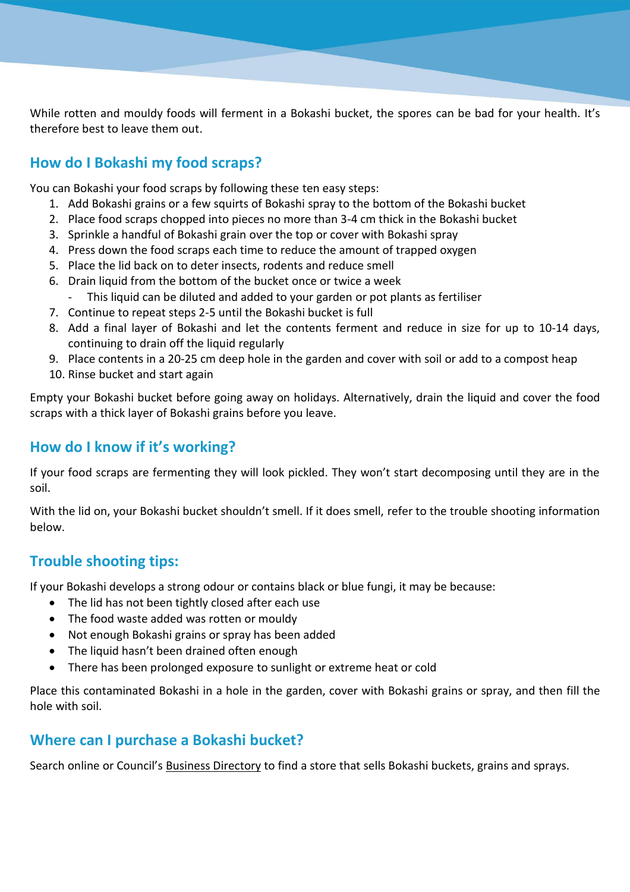While rotten and mouldy foods will ferment in a Bokashi bucket, the spores can be bad for your health. It's therefore best to leave them out.

## How do I Bokashi my food scraps?

You can Bokashi your food scraps by following these ten easy steps:

1. Add Bokashi grains or a few squirts of Bokashi spray to the bottom of the Bokashi bucket
2. Place food scraps chopped into pieces no more than 3-4 cm thick in the Bokashi bucket
3. Sprinkle a handful of Bokashi grain over the top or cover with Bokashi spray
4. Press down the food scraps each time to reduce the amount of trapped oxygen
5. Place the lid back on to deter insects, rodents and reduce smell
6. Drain liquid from the bottom of the bucket once or twice a week
   - This liquid can be diluted and added to your garden or pot plants as fertiliser
7. Continue to repeat steps 2-5 until the Bokashi bucket is full
8. Add a final layer of Bokashi and let the contents ferment and reduce in size for up to 10-14 days, continuing to drain off the liquid regularly
9. Place contents in a 20-25 cm deep hole in the garden and cover with soil or add to a compost heap
10. Rinse bucket and start again

Empty your Bokashi bucket before going away on holidays. Alternatively, drain the liquid and cover the food scraps with a thick layer of Bokashi grains before you leave.

## How do I know if it's working?

If your food scraps are fermenting they will look pickled. They won't start decomposing until they are in the soil.

With the lid on, your Bokashi bucket shouldn't smell. If it does smell, refer to the trouble shooting information below.

## Trouble shooting tips:

If your Bokashi develops a strong odour or contains black or blue fungi, it may be because:

- The lid has not been tightly closed after each use
- The food waste added was rotten or mouldy
- Not enough Bokashi grains or spray has been added
- The liquid hasn't been drained often enough
- There has been prolonged exposure to sunlight or extreme heat or cold

Place this contaminated Bokashi in a hole in the garden, cover with Bokashi grains or spray, and then fill the hole with soil.

## Where can I purchase a Bokashi bucket?

Search online or Council's Business Directory to find a store that sells Bokashi buckets, grains and sprays.